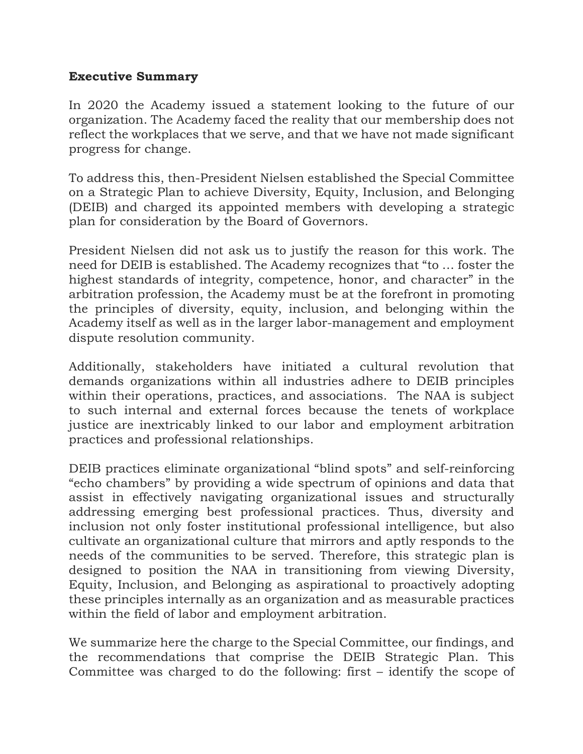**Executive Summary**

In 2020 the Academy issued a statement looking to the future of our organization. The Academy faced the reality that our membership does not reflect the workplaces that we serve, and that we have not made significant progress for change.

To address this, then-President Nielsen established the Special Committee on a Strategic Plan to achieve Diversity, Equity, Inclusion, and Belonging (DEIB) and charged its appointed members with developing a strategic plan for consideration by the Board of Governors.

President Nielsen did not ask us to justify the reason for this work. The need for DEIB is established. The Academy recognizes that "to … foster the highest standards of integrity, competence, honor, and character" in the arbitration profession, the Academy must be at the forefront in promoting the principles of diversity, equity, inclusion, and belonging within the Academy itself as well as in the larger labor-management and employment dispute resolution community.

Additionally, stakeholders have initiated a cultural revolution that demands organizations within all industries adhere to DEIB principles within their operations, practices, and associations. The NAA is subject to such internal and external forces because the tenets of workplace justice are inextricably linked to our labor and employment arbitration practices and professional relationships.

DEIB practices eliminate organizational "blind spots" and self-reinforcing "echo chambers" by providing a wide spectrum of opinions and data that assist in effectively navigating organizational issues and structurally addressing emerging best professional practices. Thus, diversity and inclusion not only foster institutional professional intelligence, but also cultivate an organizational culture that mirrors and aptly responds to the needs of the communities to be served. Therefore, this strategic plan is designed to position the NAA in transitioning from viewing Diversity, Equity, Inclusion, and Belonging as aspirational to proactively adopting these principles internally as an organization and as measurable practices within the field of labor and employment arbitration.

We summarize here the charge to the Special Committee, our findings, and the recommendations that comprise the DEIB Strategic Plan. This Committee was charged to do the following: first – identify the scope of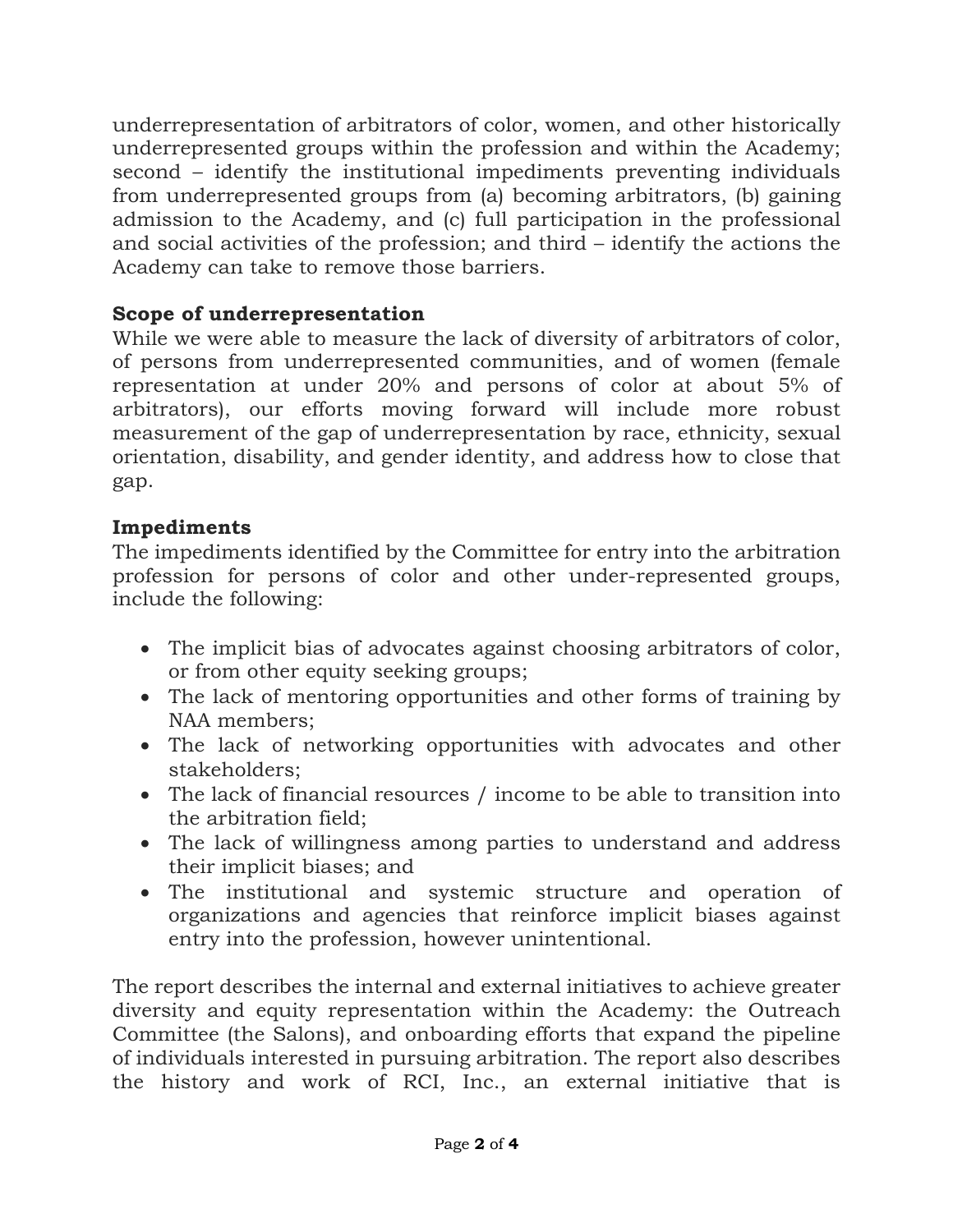underrepresentation of arbitrators of color, women, and other historically underrepresented groups within the profession and within the Academy; second – identify the institutional impediments preventing individuals from underrepresented groups from (a) becoming arbitrators, (b) gaining admission to the Academy, and (c) full participation in the professional and social activities of the profession; and third – identify the actions the Academy can take to remove those barriers.

**Scope of underrepresentation**

While we were able to measure the lack of diversity of arbitrators of color, of persons from underrepresented communities, and of women (female representation at under 20% and persons of color at about 5% of arbitrators), our efforts moving forward will include more robust measurement of the gap of underrepresentation by race, ethnicity, sexual orientation, disability, and gender identity, and address how to close that gap.

**Impediments**

The impediments identified by the Committee for entry into the arbitration profession for persons of color and other under-represented groups, include the following:

- The implicit bias of advocates against choosing arbitrators of color, or from other equity seeking groups;
- The lack of mentoring opportunities and other forms of training by NAA members;
- The lack of networking opportunities with advocates and other stakeholders;
- The lack of financial resources / income to be able to transition into the arbitration field;
- The lack of willingness among parties to understand and address their implicit biases; and
- The institutional and systemic structure and operation of organizations and agencies that reinforce implicit biases against entry into the profession, however unintentional.

The report describes the internal and external initiatives to achieve greater diversity and equity representation within the Academy: the Outreach Committee (the Salons), and onboarding efforts that expand the pipeline of individuals interested in pursuing arbitration. The report also describes the history and work of RCI, Inc., an external initiative that is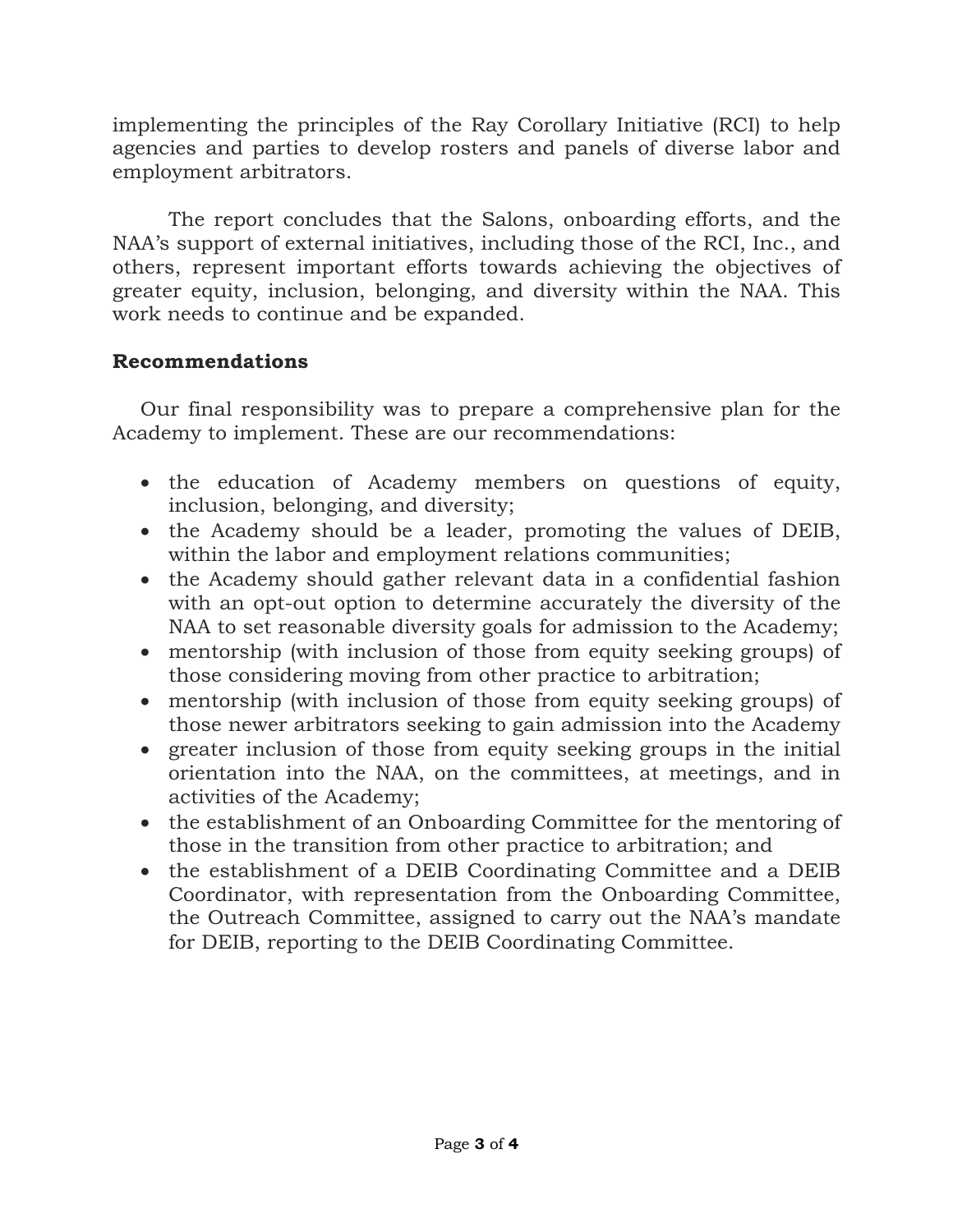implementing the principles of the Ray Corollary Initiative (RCI) to help agencies and parties to develop rosters and panels of diverse labor and employment arbitrators.

The report concludes that the Salons, onboarding efforts, and the NAA's support of external initiatives, including those of the RCI, Inc., and others, represent important efforts towards achieving the objectives of greater equity, inclusion, belonging, and diversity within the NAA. This work needs to continue and be expanded.

## Recommendations

Our final responsibility was to prepare a comprehensive plan for the Academy to implement. These are our recommendations:

- the education of Academy members on questions of equity, inclusion, belonging, and diversity;
- the Academy should be a leader, promoting the values of DEIB, within the labor and employment relations communities;
- the Academy should gather relevant data in a confidential fashion with an opt-out option to determine accurately the diversity of the NAA to set reasonable diversity goals for admission to the Academy;
- mentorship (with inclusion of those from equity seeking groups) of those considering moving from other practice to arbitration;
- mentorship (with inclusion of those from equity seeking groups) of those newer arbitrators seeking to gain admission into the Academy
- greater inclusion of those from equity seeking groups in the initial orientation into the NAA, on the committees, at meetings, and in activities of the Academy;
- the establishment of an Onboarding Committee for the mentoring of those in the transition from other practice to arbitration; and
- the establishment of a DEIB Coordinating Committee and a DEIB Coordinator, with representation from the Onboarding Committee, the Outreach Committee, assigned to carry out the NAA's mandate for DEIB, reporting to the DEIB Coordinating Committee.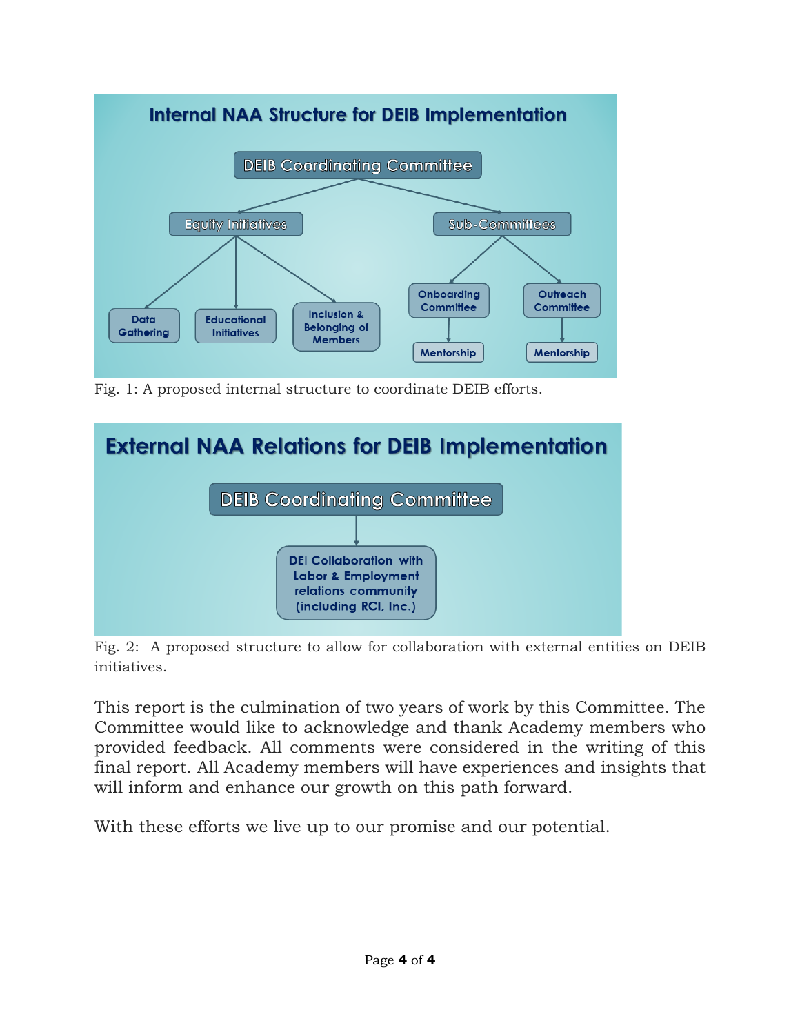Internal NAA Structure for DEIB Implementation

DEIB Coordinating Committee

Equity Initiatives

Sub-Committees

Data Gathering

Educational Initiatives

Inclusion & Belonging of Members

Onboarding Committee

Outreach Committee

Mentorship

Mentorship

Fig. 1: A proposed internal structure to coordinate DEIB efforts.

External NAA Relations for DEIB Implementation

DEIB Coordinating Committee

DEI Collaboration with Labor & Employment relations community (including RCI, Inc.)

Fig. 2: A proposed structure to allow for collaboration with external entities on DEIB initiatives.

This report is the culmination of two years of work by this Committee. The Committee would like to acknowledge and thank Academy members who provided feedback. All comments were considered in the writing of this final report. All Academy members will have experiences and insights that will inform and enhance our growth on this path forward.

With these efforts we live up to our promise and our potential.